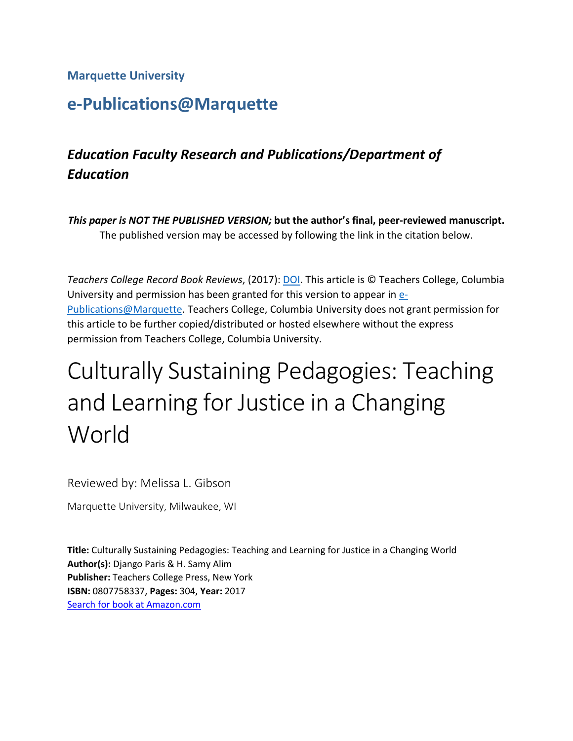**Marquette University**

## e-Publications@Marquette

### *Education Faculty Research and Publications/Department of Education*

***This paper is NOT THE PUBLISHED VERSION;* but the author's final, peer-reviewed manuscript.**
The published version may be accessed by following the link in the citation below.

*Teachers College Record Book Reviews*, (2017): DOI. This article is © Teachers College, Columbia University and permission has been granted for this version to appear in e-Publications@Marquette. Teachers College, Columbia University does not grant permission for this article to be further copied/distributed or hosted elsewhere without the express permission from Teachers College, Columbia University.

# Culturally Sustaining Pedagogies: Teaching and Learning for Justice in a Changing World

Reviewed by: Melissa L. Gibson

Marquette University, Milwaukee, WI

**Title:** Culturally Sustaining Pedagogies: Teaching and Learning for Justice in a Changing World
**Author(s):** Django Paris & H. Samy Alim
**Publisher:** Teachers College Press, New York
**ISBN:** 0807758337, **Pages:** 304, **Year:** 2017
Search for book at Amazon.com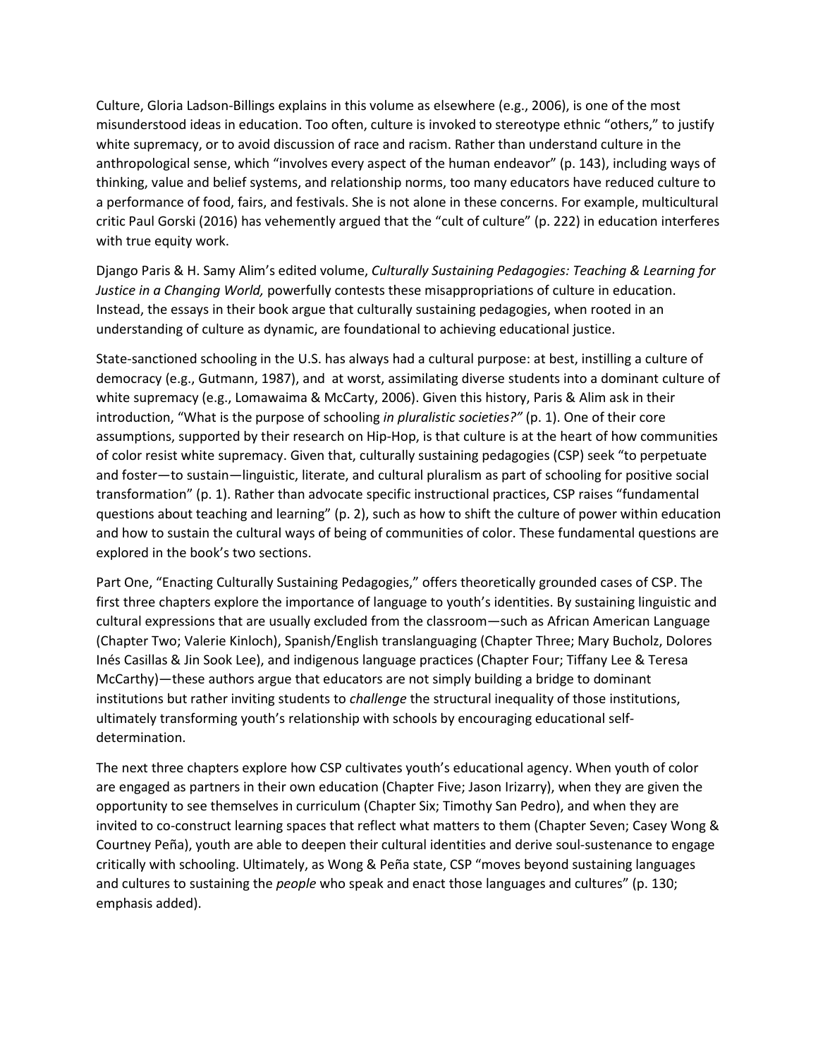Culture, Gloria Ladson-Billings explains in this volume as elsewhere (e.g., 2006), is one of the most misunderstood ideas in education. Too often, culture is invoked to stereotype ethnic “others,” to justify white supremacy, or to avoid discussion of race and racism. Rather than understand culture in the anthropological sense, which “involves every aspect of the human endeavor” (p. 143), including ways of thinking, value and belief systems, and relationship norms, too many educators have reduced culture to a performance of food, fairs, and festivals. She is not alone in these concerns. For example, multicultural critic Paul Gorski (2016) has vehemently argued that the “cult of culture” (p. 222) in education interferes with true equity work.

Django Paris & H. Samy Alim’s edited volume, *Culturally Sustaining Pedagogies: Teaching & Learning for Justice in a Changing World,* powerfully contests these misappropriations of culture in education. Instead, the essays in their book argue that culturally sustaining pedagogies, when rooted in an understanding of culture as dynamic, are foundational to achieving educational justice.

State-sanctioned schooling in the U.S. has always had a cultural purpose: at best, instilling a culture of democracy (e.g., Gutmann, 1987), and at worst, assimilating diverse students into a dominant culture of white supremacy (e.g., Lomawaima & McCarty, 2006). Given this history, Paris & Alim ask in their introduction, “What is the purpose of schooling *in pluralistic societies?”* (p. 1). One of their core assumptions, supported by their research on Hip-Hop, is that culture is at the heart of how communities of color resist white supremacy. Given that, culturally sustaining pedagogies (CSP) seek “to perpetuate and foster—to sustain—linguistic, literate, and cultural pluralism as part of schooling for positive social transformation” (p. 1). Rather than advocate specific instructional practices, CSP raises “fundamental questions about teaching and learning” (p. 2), such as how to shift the culture of power within education and how to sustain the cultural ways of being of communities of color. These fundamental questions are explored in the book’s two sections.

Part One, “Enacting Culturally Sustaining Pedagogies,” offers theoretically grounded cases of CSP. The first three chapters explore the importance of language to youth’s identities. By sustaining linguistic and cultural expressions that are usually excluded from the classroom—such as African American Language (Chapter Two; Valerie Kinloch), Spanish/English translanguaging (Chapter Three; Mary Bucholz, Dolores Inés Casillas & Jin Sook Lee), and indigenous language practices (Chapter Four; Tiffany Lee & Teresa McCarthy)—these authors argue that educators are not simply building a bridge to dominant institutions but rather inviting students to *challenge* the structural inequality of those institutions, ultimately transforming youth’s relationship with schools by encouraging educational self-determination.

The next three chapters explore how CSP cultivates youth’s educational agency. When youth of color are engaged as partners in their own education (Chapter Five; Jason Irizarry), when they are given the opportunity to see themselves in curriculum (Chapter Six; Timothy San Pedro), and when they are invited to co-construct learning spaces that reflect what matters to them (Chapter Seven; Casey Wong & Courtney Peña), youth are able to deepen their cultural identities and derive soul-sustenance to engage critically with schooling. Ultimately, as Wong & Peña state, CSP “moves beyond sustaining languages and cultures to sustaining the *people* who speak and enact those languages and cultures” (p. 130; emphasis added).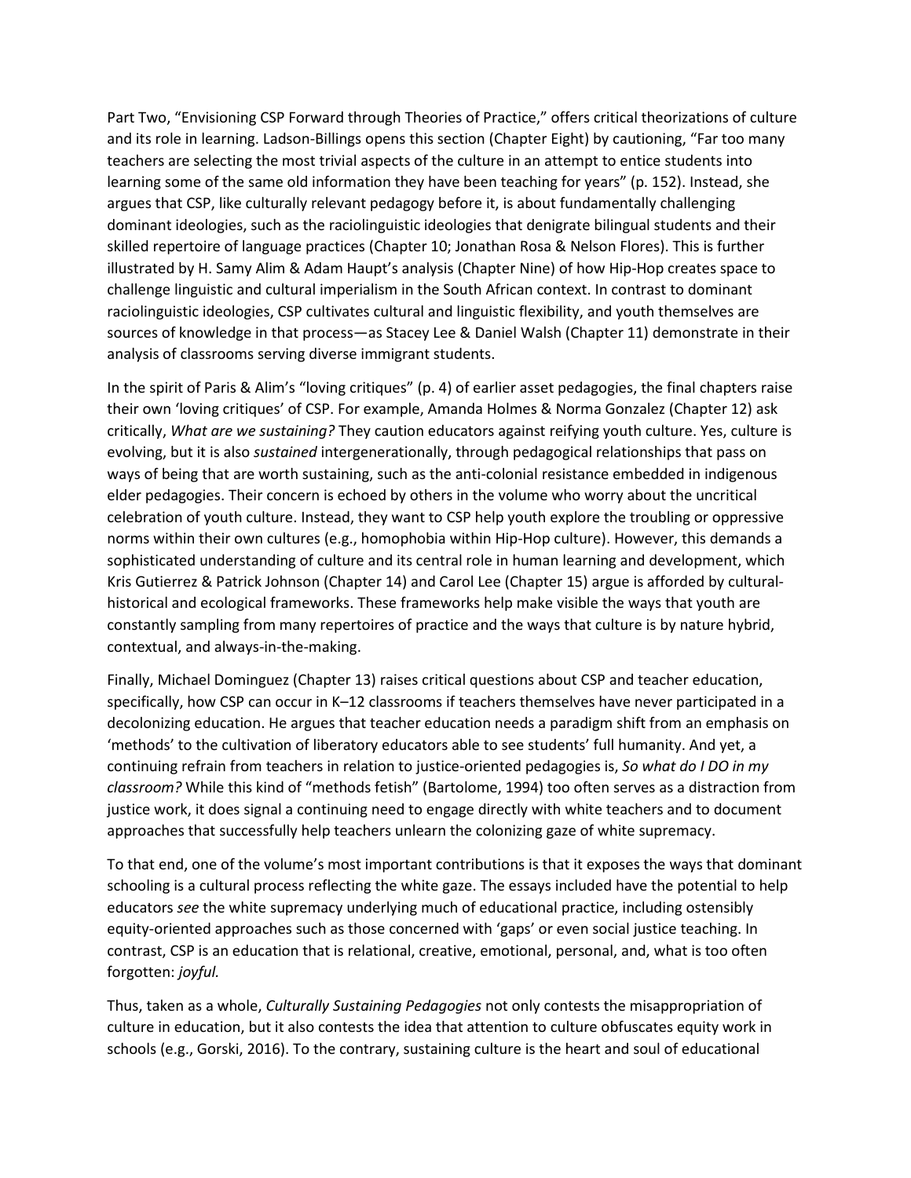Part Two, "Envisioning CSP Forward through Theories of Practice," offers critical theorizations of culture and its role in learning. Ladson-Billings opens this section (Chapter Eight) by cautioning, "Far too many teachers are selecting the most trivial aspects of the culture in an attempt to entice students into learning some of the same old information they have been teaching for years" (p. 152). Instead, she argues that CSP, like culturally relevant pedagogy before it, is about fundamentally challenging dominant ideologies, such as the raciolinguistic ideologies that denigrate bilingual students and their skilled repertoire of language practices (Chapter 10; Jonathan Rosa & Nelson Flores). This is further illustrated by H. Samy Alim & Adam Haupt's analysis (Chapter Nine) of how Hip-Hop creates space to challenge linguistic and cultural imperialism in the South African context. In contrast to dominant raciolinguistic ideologies, CSP cultivates cultural and linguistic flexibility, and youth themselves are sources of knowledge in that process—as Stacey Lee & Daniel Walsh (Chapter 11) demonstrate in their analysis of classrooms serving diverse immigrant students.

In the spirit of Paris & Alim's "loving critiques" (p. 4) of earlier asset pedagogies, the final chapters raise their own 'loving critiques' of CSP. For example, Amanda Holmes & Norma Gonzalez (Chapter 12) ask critically, *What are we sustaining?* They caution educators against reifying youth culture. Yes, culture is evolving, but it is also *sustained* intergenerationally, through pedagogical relationships that pass on ways of being that are worth sustaining, such as the anti-colonial resistance embedded in indigenous elder pedagogies. Their concern is echoed by others in the volume who worry about the uncritical celebration of youth culture. Instead, they want to CSP help youth explore the troubling or oppressive norms within their own cultures (e.g., homophobia within Hip-Hop culture). However, this demands a sophisticated understanding of culture and its central role in human learning and development, which Kris Gutierrez & Patrick Johnson (Chapter 14) and Carol Lee (Chapter 15) argue is afforded by cultural-historical and ecological frameworks. These frameworks help make visible the ways that youth are constantly sampling from many repertoires of practice and the ways that culture is by nature hybrid, contextual, and always-in-the-making.

Finally, Michael Dominguez (Chapter 13) raises critical questions about CSP and teacher education, specifically, how CSP can occur in K–12 classrooms if teachers themselves have never participated in a decolonizing education. He argues that teacher education needs a paradigm shift from an emphasis on 'methods' to the cultivation of liberatory educators able to see students' full humanity. And yet, a continuing refrain from teachers in relation to justice-oriented pedagogies is, *So what do I DO in my classroom?* While this kind of "methods fetish" (Bartolome, 1994) too often serves as a distraction from justice work, it does signal a continuing need to engage directly with white teachers and to document approaches that successfully help teachers unlearn the colonizing gaze of white supremacy.

To that end, one of the volume's most important contributions is that it exposes the ways that dominant schooling is a cultural process reflecting the white gaze. The essays included have the potential to help educators *see* the white supremacy underlying much of educational practice, including ostensibly equity-oriented approaches such as those concerned with 'gaps' or even social justice teaching. In contrast, CSP is an education that is relational, creative, emotional, personal, and, what is too often forgotten: *joyful.*

Thus, taken as a whole, *Culturally Sustaining Pedagogies* not only contests the misappropriation of culture in education, but it also contests the idea that attention to culture obfuscates equity work in schools (e.g., Gorski, 2016). To the contrary, sustaining culture is the heart and soul of educational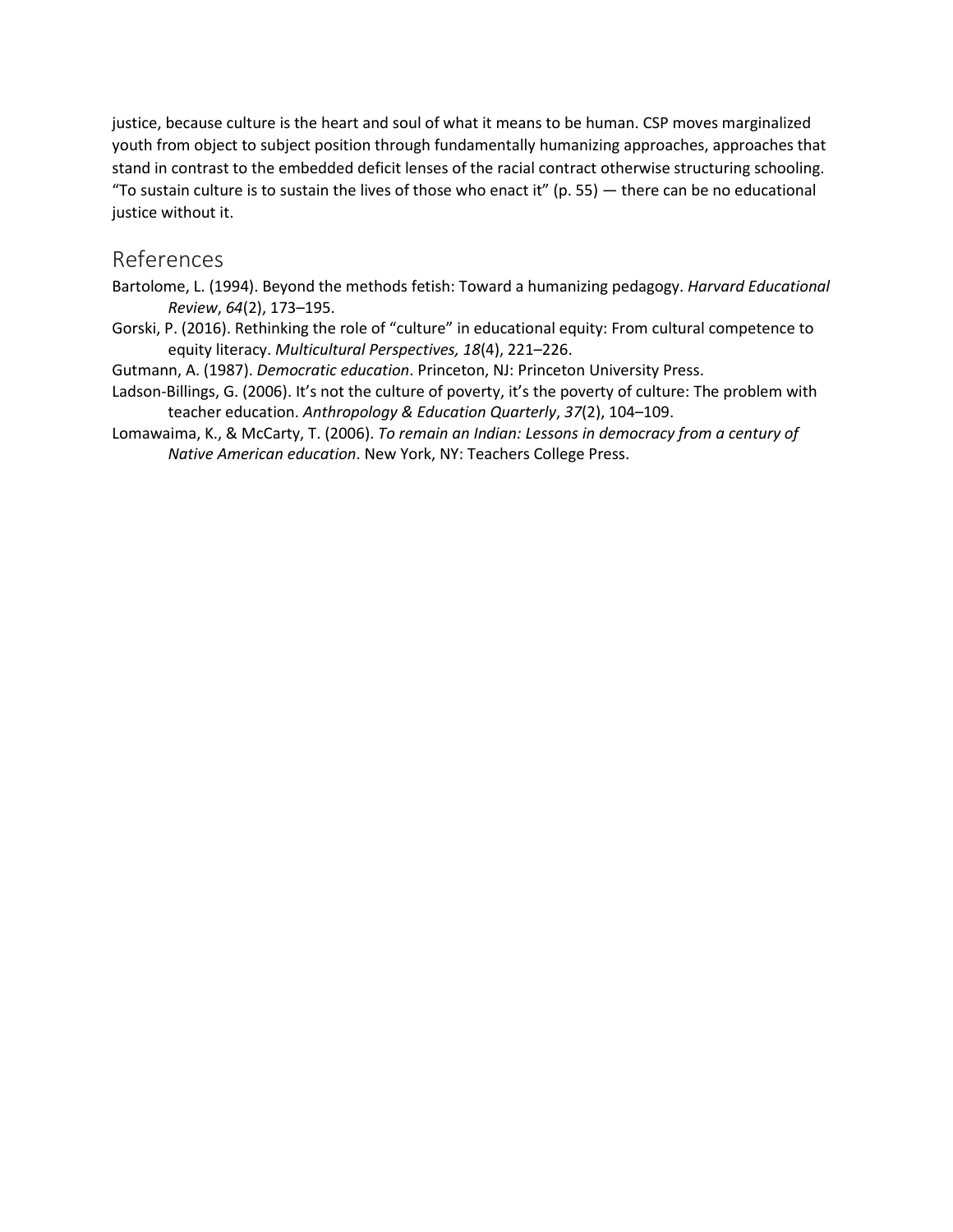justice, because culture is the heart and soul of what it means to be human. CSP moves marginalized youth from object to subject position through fundamentally humanizing approaches, approaches that stand in contrast to the embedded deficit lenses of the racial contract otherwise structuring schooling. “To sustain culture is to sustain the lives of those who enact it” (p. 55) — there can be no educational justice without it.

## References

Bartolome, L. (1994). Beyond the methods fetish: Toward a humanizing pedagogy. *Harvard Educational Review*, *64*(2), 173–195.

Gorski, P. (2016). Rethinking the role of “culture” in educational equity: From cultural competence to equity literacy. *Multicultural Perspectives, 18*(4), 221–226.

Gutmann, A. (1987). *Democratic education*. Princeton, NJ: Princeton University Press.

Ladson-Billings, G. (2006). It’s not the culture of poverty, it’s the poverty of culture: The problem with teacher education. *Anthropology & Education Quarterly*, *37*(2), 104–109.

Lomawaima, K., & McCarty, T. (2006). *To remain an Indian: Lessons in democracy from a century of Native American education*. New York, NY: Teachers College Press.